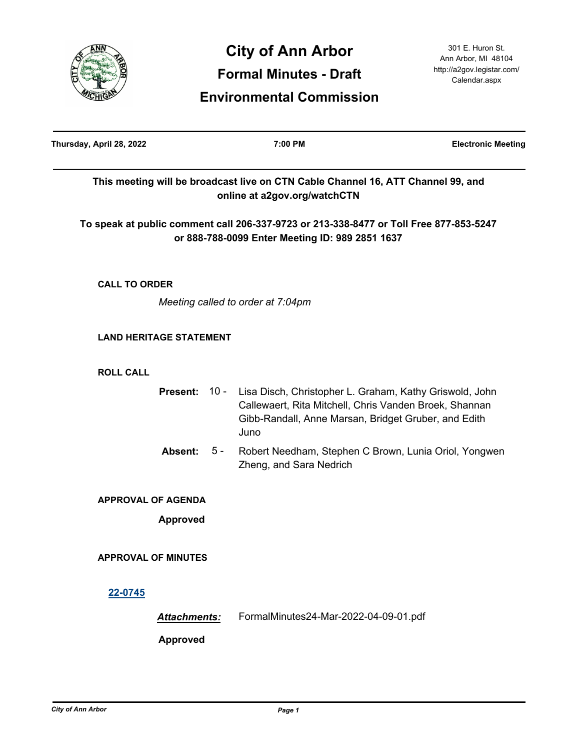# City of Ann Arbor

## Formal Minutes - Draft

## Environmental Commission

301 E. Huron St.
Ann Arbor, MI 48104
http://a2gov.legistar.com/Calendar.aspx

**Thursday, April 28, 2022** | **7:00 PM** | **Electronic Meeting**

**This meeting will be broadcast live on CTN Cable Channel 16, ATT Channel 99, and online at a2gov.org/watchCTN**

**To speak at public comment call 206-337-9723 or 213-338-8477 or Toll Free 877-853-5247 or 888-788-0099 Enter Meeting ID: 989 2851 1637**

### CALL TO ORDER

*Meeting called to order at 7:04pm*

### LAND HERITAGE STATEMENT

### ROLL CALL

**Present:** 10 - Lisa Disch, Christopher L. Graham, Kathy Griswold, John Callewaert, Rita Mitchell, Chris Vanden Broek, Shannan Gibb-Randall, Anne Marsan, Bridget Gruber, and Edith Juno

**Absent:** 5 - Robert Needham, Stephen C Brown, Lunia Oriol, Yongwen Zheng, and Sara Nedrich

### APPROVAL OF AGENDA

**Approved**

### APPROVAL OF MINUTES

**22-0745**

***Attachments:*** FormalMinutes24-Mar-2022-04-09-01.pdf

**Approved**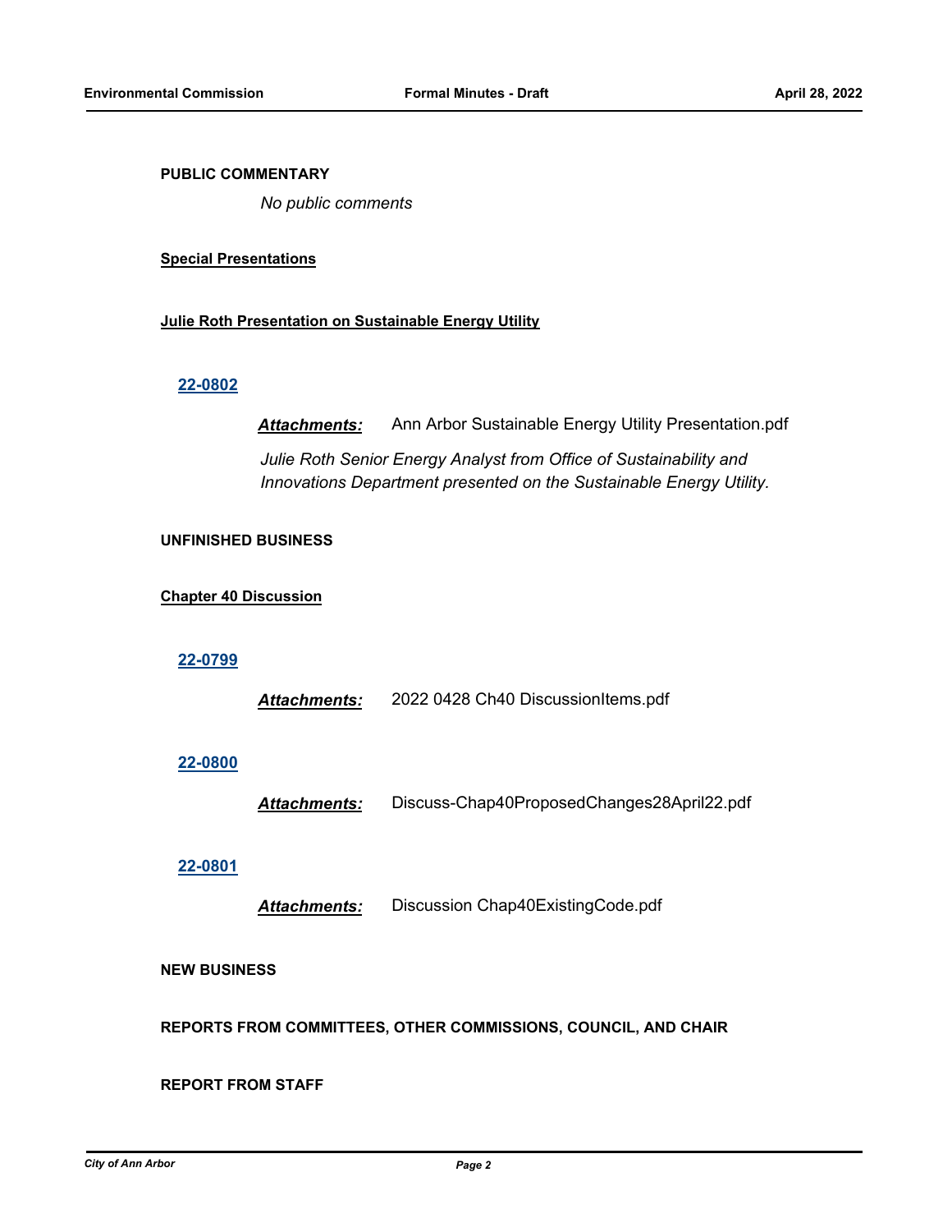## PUBLIC COMMENTARY

*No public comments*

### Special Presentations

#### Julie Roth Presentation on Sustainable Energy Utility

**22-0802**

***Attachments:*** Ann Arbor Sustainable Energy Utility Presentation.pdf

*Julie Roth Senior Energy Analyst from Office of Sustainability and Innovations Department presented on the Sustainable Energy Utility.*

## UNFINISHED BUSINESS

### Chapter 40 Discussion

**22-0799**

***Attachments:*** 2022 0428 Ch40 DiscussionItems.pdf

**22-0800**

***Attachments:*** Discuss-Chap40ProposedChanges28April22.pdf

**22-0801**

***Attachments:*** Discussion Chap40ExistingCode.pdf

## NEW BUSINESS

## REPORTS FROM COMMITTEES, OTHER COMMISSIONS, COUNCIL, AND CHAIR

## REPORT FROM STAFF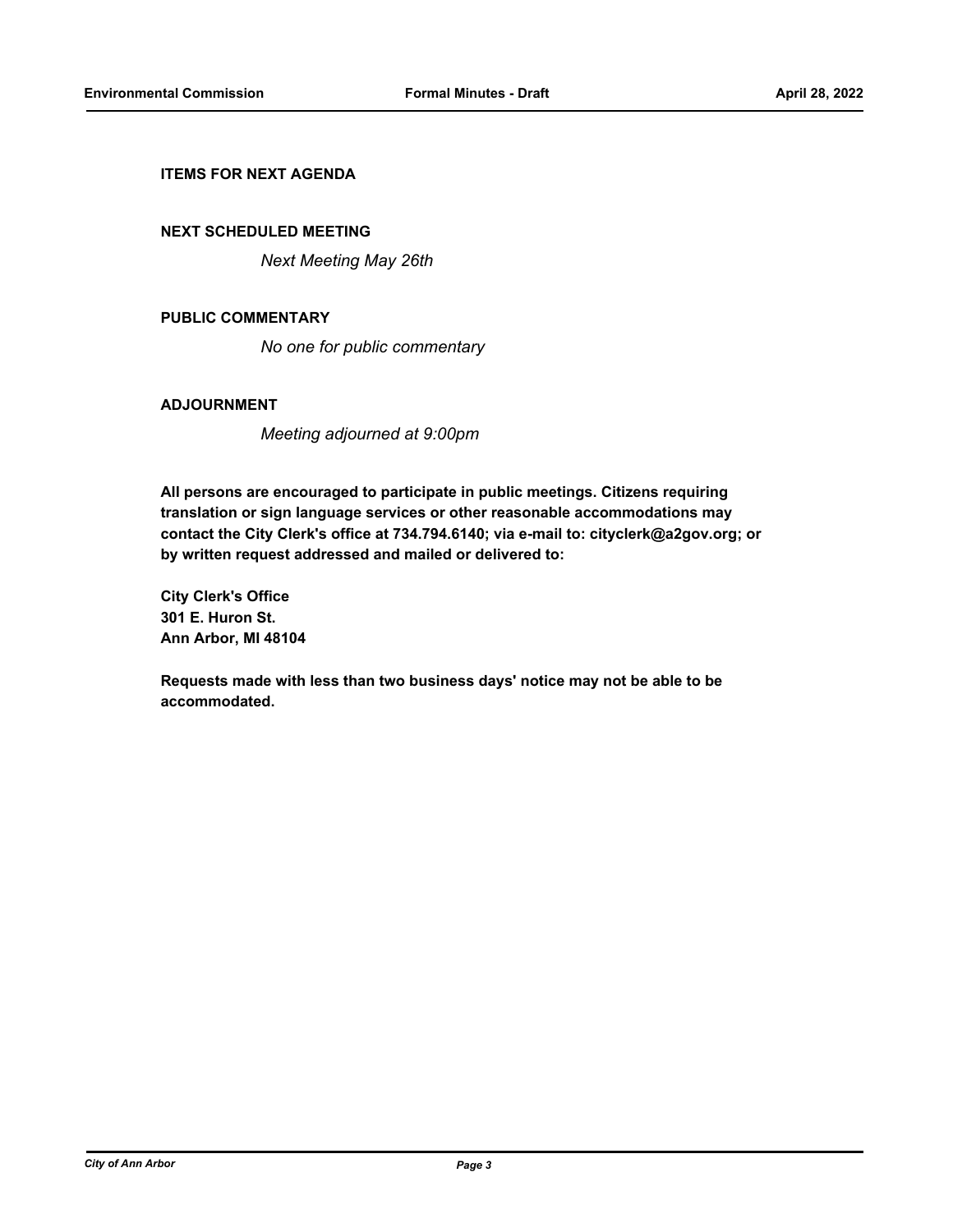## ITEMS FOR NEXT AGENDA

## NEXT SCHEDULED MEETING

*Next Meeting May 26th*

## PUBLIC COMMENTARY

*No one for public commentary*

## ADJOURNMENT

*Meeting adjourned at 9:00pm*

**All persons are encouraged to participate in public meetings. Citizens requiring translation or sign language services or other reasonable accommodations may contact the City Clerk's office at 734.794.6140; via e-mail to: cityclerk@a2gov.org; or by written request addressed and mailed or delivered to:**

**City Clerk's Office**
**301 E. Huron St.**
**Ann Arbor, MI 48104**

**Requests made with less than two business days' notice may not be able to be accommodated.**